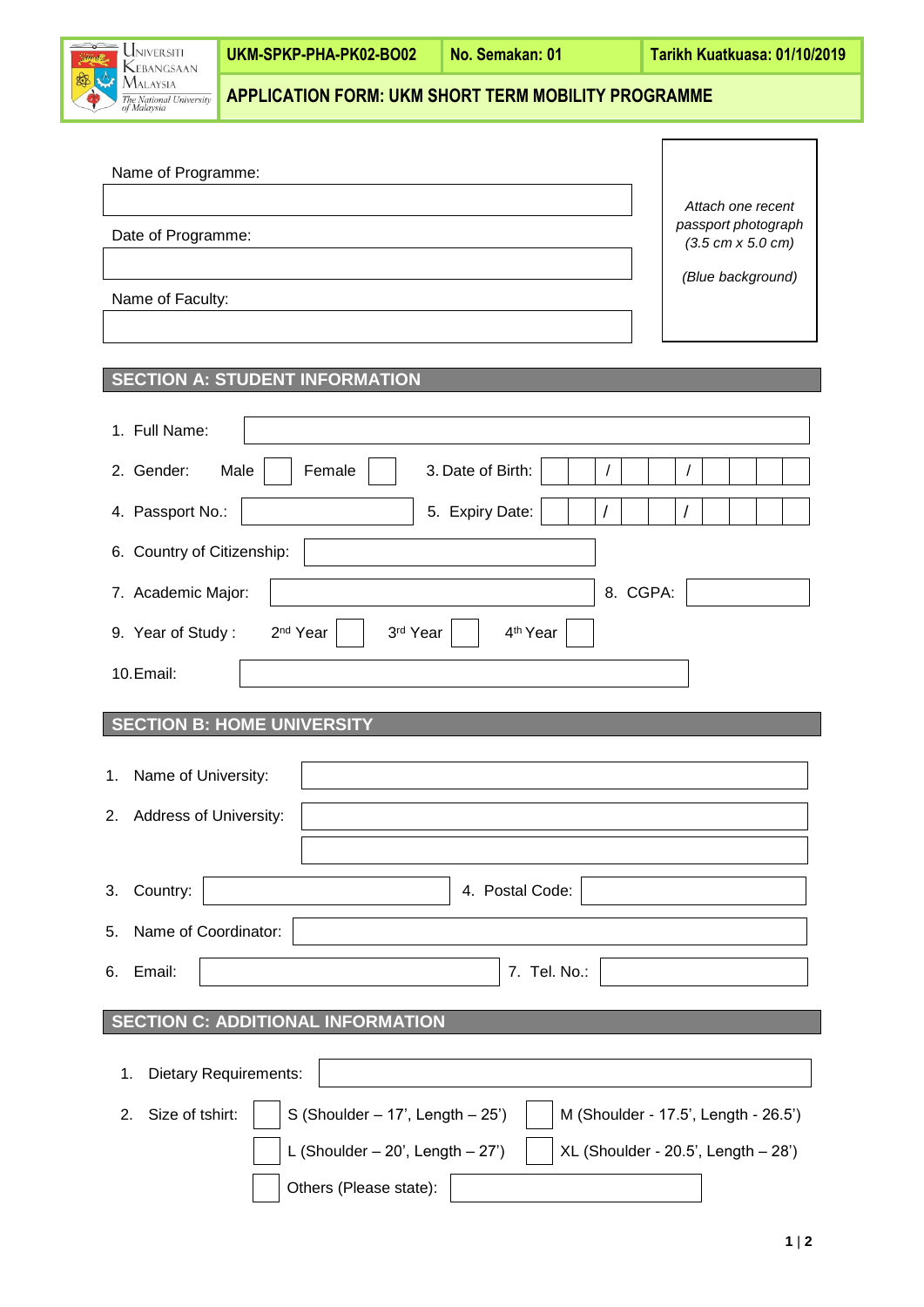| Universiti Kebangsaan Malaysia *The National University of Malaysia* | UKM-SPKP-PHA-PK02-BO02 | No. Semakan: 01 | Tarikh Kuatkuasa: 01/10/2019 |
|---|---|---|---|
| | **APPLICATION FORM: UKM SHORT TERM MOBILITY PROGRAMME** | | |

Name of Programme:

Date of Programme:

Name of Faculty:

*Attach one recent passport photograph (3.5 cm x 5.0 cm)*

*(Blue background)*

## SECTION A: STUDENT INFORMATION

1. Full Name:
2. Gender: Male ☐ Female ☐ 3. Date of Birth: __ __ / __ __ / __ __ __ __
4. Passport No.: 5. Expiry Date: __ __ / __ __ / __ __ __ __
6. Country of Citizenship:
7. Academic Major: 8. CGPA:
9. Year of Study : 2nd Year ☐ 3rd Year ☐ 4th Year ☐
10. Email:

## SECTION B: HOME UNIVERSITY

1. Name of University:
2. Address of University:
3. Country: 4. Postal Code:
5. Name of Coordinator:
6. Email: 7. Tel. No.:

## SECTION C: ADDITIONAL INFORMATION

1. Dietary Requirements:
2. Size of tshirt:
   - ☐ S (Shoulder – 17', Length – 25')
   - ☐ M (Shoulder - 17.5', Length - 26.5')
   - ☐ L (Shoulder – 20', Length – 27')
   - ☐ XL (Shoulder - 20.5', Length – 28')
   - ☐ Others (Please state):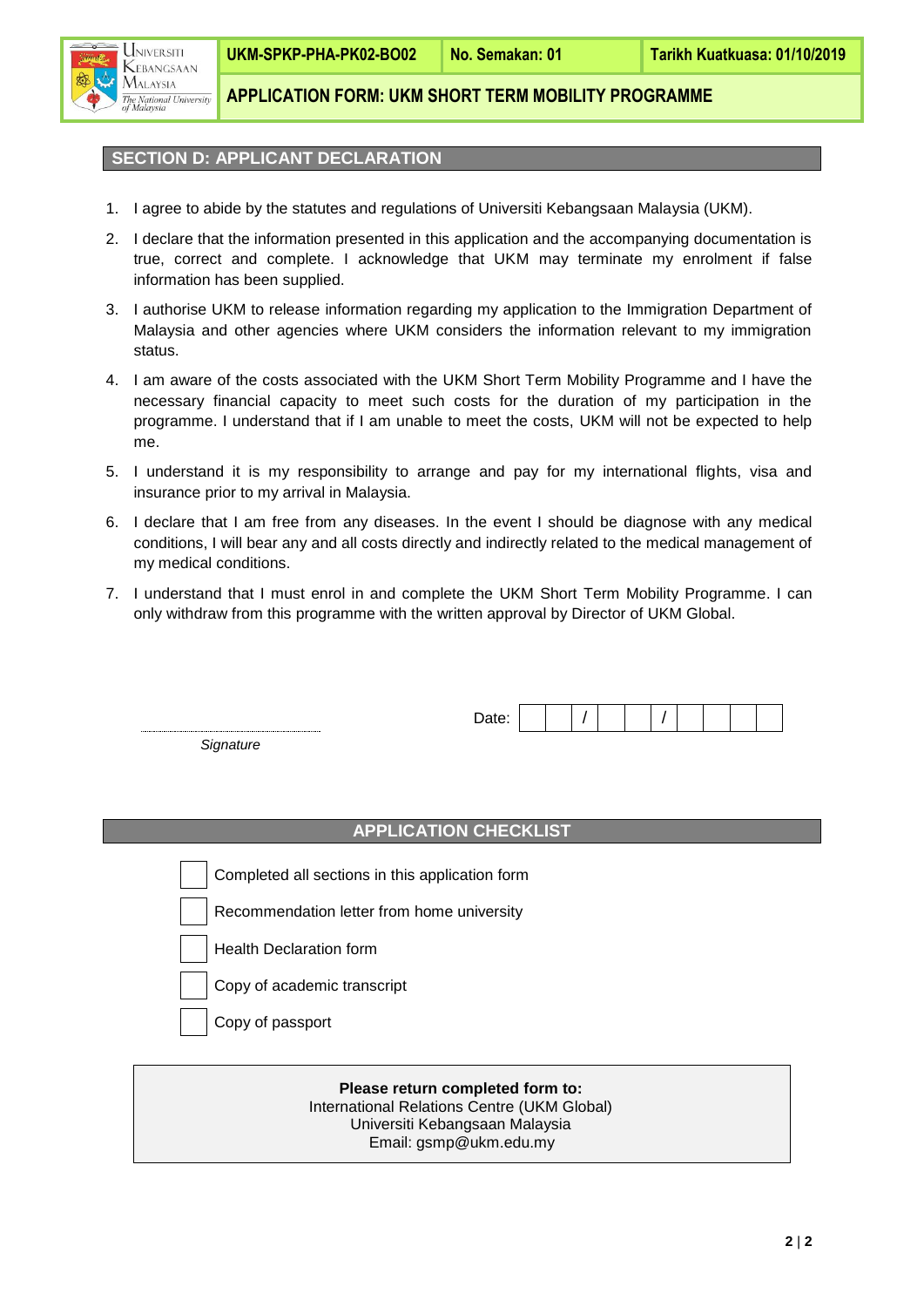## SECTION D: APPLICANT DECLARATION

1. I agree to abide by the statutes and regulations of Universiti Kebangsaan Malaysia (UKM).
2. I declare that the information presented in this application and the accompanying documentation is true, correct and complete. I acknowledge that UKM may terminate my enrolment if false information has been supplied.
3. I authorise UKM to release information regarding my application to the Immigration Department of Malaysia and other agencies where UKM considers the information relevant to my immigration status.
4. I am aware of the costs associated with the UKM Short Term Mobility Programme and I have the necessary financial capacity to meet such costs for the duration of my participation in the programme. I understand that if I am unable to meet the costs, UKM will not be expected to help me.
5. I understand it is my responsibility to arrange and pay for my international flights, visa and insurance prior to my arrival in Malaysia.
6. I declare that I am free from any diseases. In the event I should be diagnose with any medical conditions, I will bear any and all costs directly and indirectly related to the medical management of my medical conditions.
7. I understand that I must enrol in and complete the UKM Short Term Mobility Programme. I can only withdraw from this programme with the written approval by Director of UKM Global.

............................................

*Signature*

Date: __ __ / __ __ / __ __ __ __

## APPLICATION CHECKLIST

- ☐ Completed all sections in this application form
- ☐ Recommendation letter from home university
- ☐ Health Declaration form
- ☐ Copy of academic transcript
- ☐ Copy of passport

**Please return completed form to:**
International Relations Centre (UKM Global)
Universiti Kebangsaan Malaysia
Email: gsmp@ukm.edu.my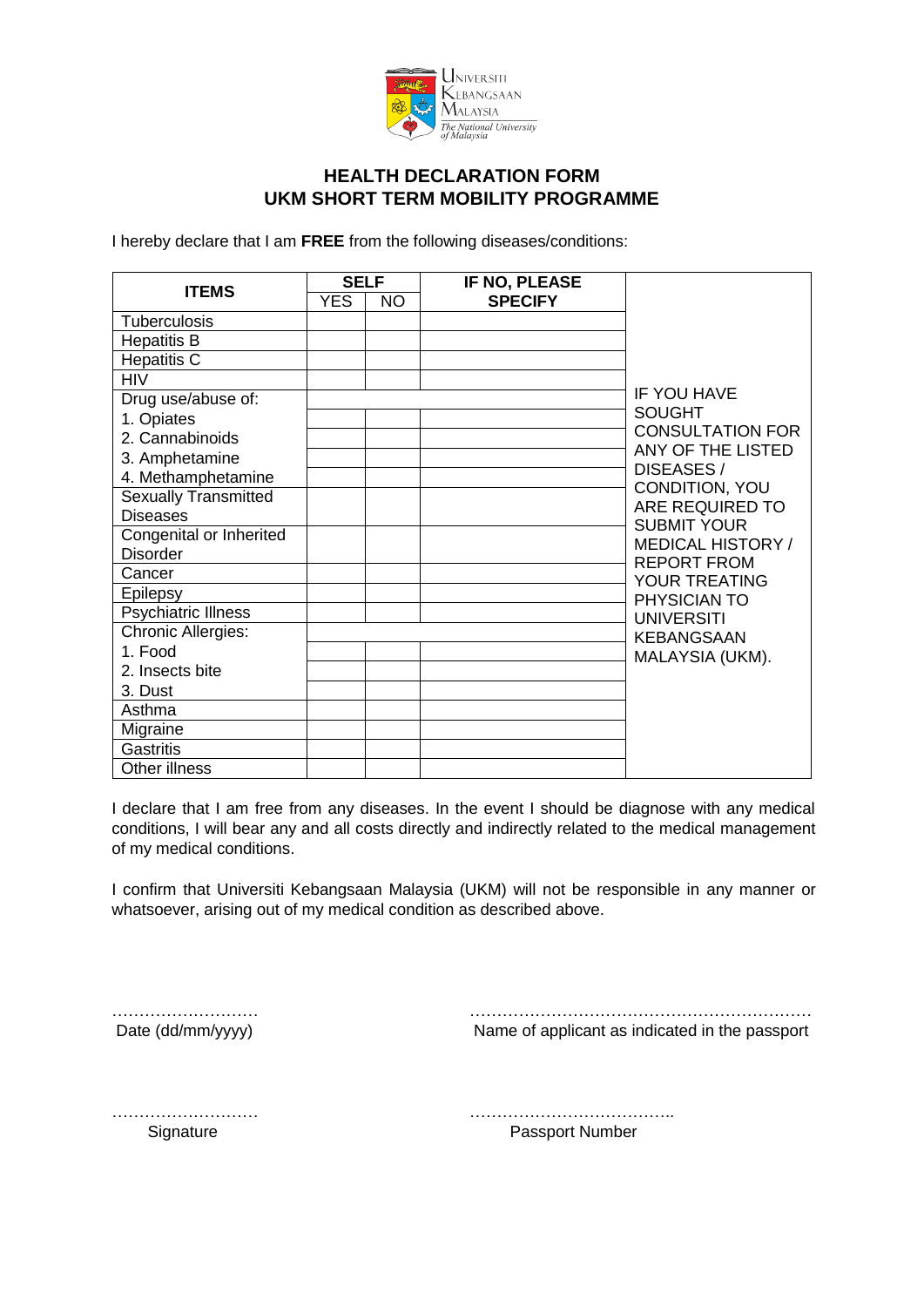Universiti Kebangsaan Malaysia
The National University of Malaysia

# HEALTH DECLARATION FORM
# UKM SHORT TERM MOBILITY PROGRAMME

I hereby declare that I am **FREE** from the following diseases/conditions:

| ITEMS | SELF | | IF NO, PLEASE SPECIFY | |
|---|---|---|---|---|
| | YES | NO | | |
| Tuberculosis | | | | IF YOU HAVE SOUGHT CONSULTATION FOR ANY OF THE LISTED DISEASES / CONDITION, YOU ARE REQUIRED TO SUBMIT YOUR MEDICAL HISTORY / REPORT FROM YOUR TREATING PHYSICIAN TO UNIVERSITI KEBANGSAAN MALAYSIA (UKM). |
| Hepatitis B | | | | |
| Hepatitis C | | | | |
| HIV | | | | |
| Drug use/abuse of: | | | | |
| 1. Opiates | | | | |
| 2. Cannabinoids | | | | |
| 3. Amphetamine | | | | |
| 4. Methamphetamine | | | | |
| Sexually Transmitted Diseases | | | | |
| Congenital or Inherited Disorder | | | | |
| Cancer | | | | |
| Epilepsy | | | | |
| Psychiatric Illness | | | | |
| Chronic Allergies: | | | | |
| 1. Food | | | | |
| 2. Insects bite | | | | |
| 3. Dust | | | | |
| Asthma | | | | |
| Migraine | | | | |
| Gastritis | | | | |
| Other illness | | | | |

I declare that I am free from any diseases. In the event I should be diagnose with any medical conditions, I will bear any and all costs directly and indirectly related to the medical management of my medical conditions.

I confirm that Universiti Kebangsaan Malaysia (UKM) will not be responsible in any manner or whatsoever, arising out of my medical condition as described above.

………………………
Date (dd/mm/yyyy)

………………………………………………………
Name of applicant as indicated in the passport

………………………
Signature

………………………………..
Passport Number